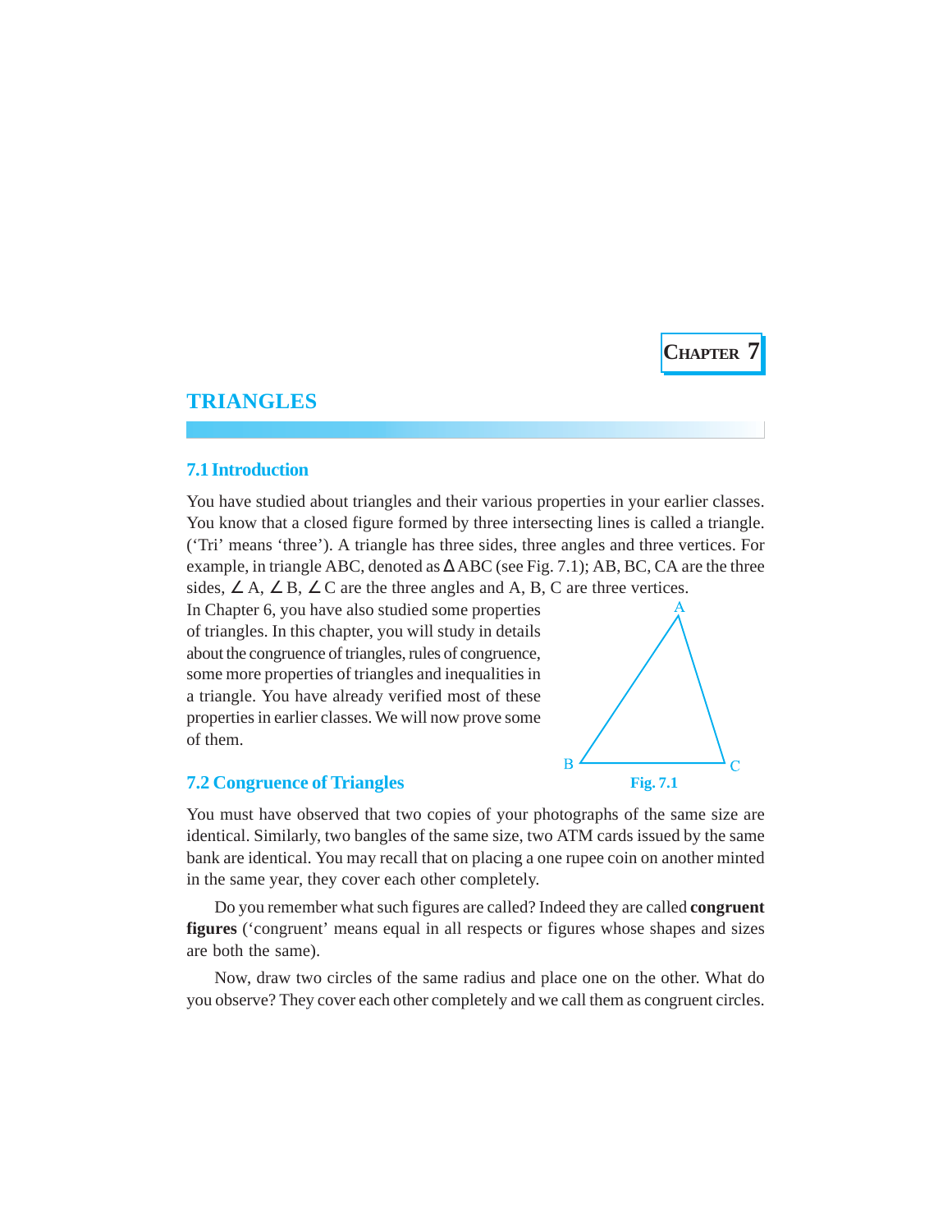CHAPTER 7

# TRIANGLES

## 7.1 Introduction

You have studied about triangles and their various properties in your earlier classes. You know that a closed figure formed by three intersecting lines is called a triangle. ('Tri' means 'three'). A triangle has three sides, three angles and three vertices. For example, in triangle ABC, denoted as $\Delta$ABC (see Fig. 7.1); AB, BC, CA are the three sides, $\angle$ A, $\angle$ B, $\angle$ C are the three angles and A, B, C are three vertices.

In Chapter 6, you have also studied some properties of triangles. In this chapter, you will study in details about the congruence of triangles, rules of congruence, some more properties of triangles and inequalities in a triangle. You have already verified most of these properties in earlier classes. We will now prove some of them.

Fig. 7.1

## 7.2 Congruence of Triangles

You must have observed that two copies of your photographs of the same size are identical. Similarly, two bangles of the same size, two ATM cards issued by the same bank are identical. You may recall that on placing a one rupee coin on another minted in the same year, they cover each other completely.

Do you remember what such figures are called? Indeed they are called **congruent figures** ('congruent' means equal in all respects or figures whose shapes and sizes are both the same).

Now, draw two circles of the same radius and place one on the other. What do you observe? They cover each other completely and we call them as congruent circles.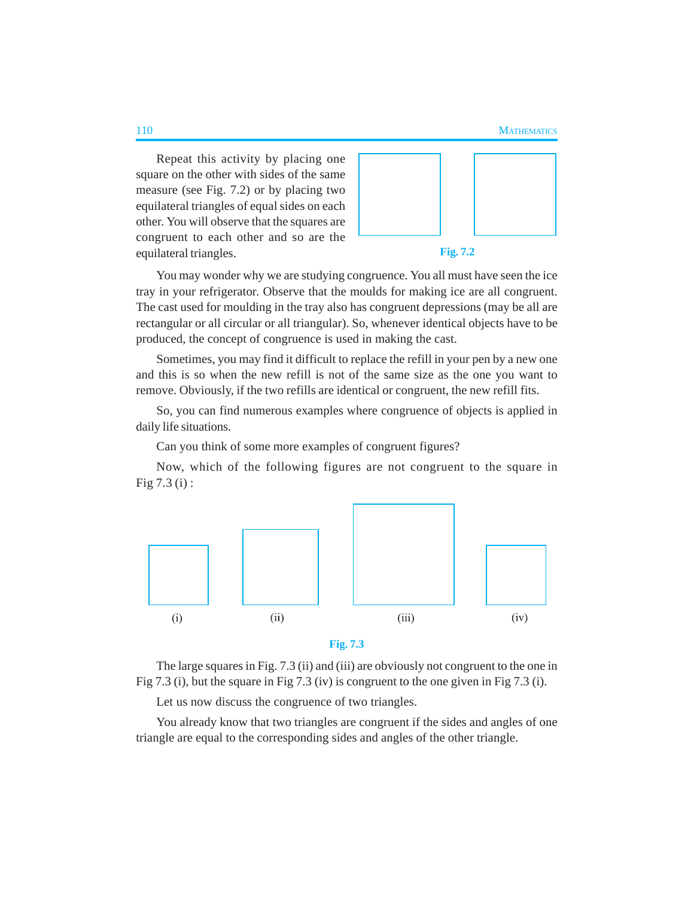Repeat this activity by placing one square on the other with sides of the same measure (see Fig. 7.2) or by placing two equilateral triangles of equal sides on each other. You will observe that the squares are congruent to each other and so are the equilateral triangles.

**Fig. 7.2**

You may wonder why we are studying congruence. You all must have seen the ice tray in your refrigerator. Observe that the moulds for making ice are all congruent. The cast used for moulding in the tray also has congruent depressions (may be all are rectangular or all circular or all triangular). So, whenever identical objects have to be produced, the concept of congruence is used in making the cast.

Sometimes, you may find it difficult to replace the refill in your pen by a new one and this is so when the new refill is not of the same size as the one you want to remove. Obviously, if the two refills are identical or congruent, the new refill fits.

So, you can find numerous examples where congruence of objects is applied in daily life situations.

Can you think of some more examples of congruent figures?

Now, which of the following figures are not congruent to the square in Fig 7.3 (i) :

(i) (ii) (iii) (iv)

**Fig. 7.3**

The large squares in Fig. 7.3 (ii) and (iii) are obviously not congruent to the one in Fig 7.3 (i), but the square in Fig 7.3 (iv) is congruent to the one given in Fig 7.3 (i).

Let us now discuss the congruence of two triangles.

You already know that two triangles are congruent if the sides and angles of one triangle are equal to the corresponding sides and angles of the other triangle.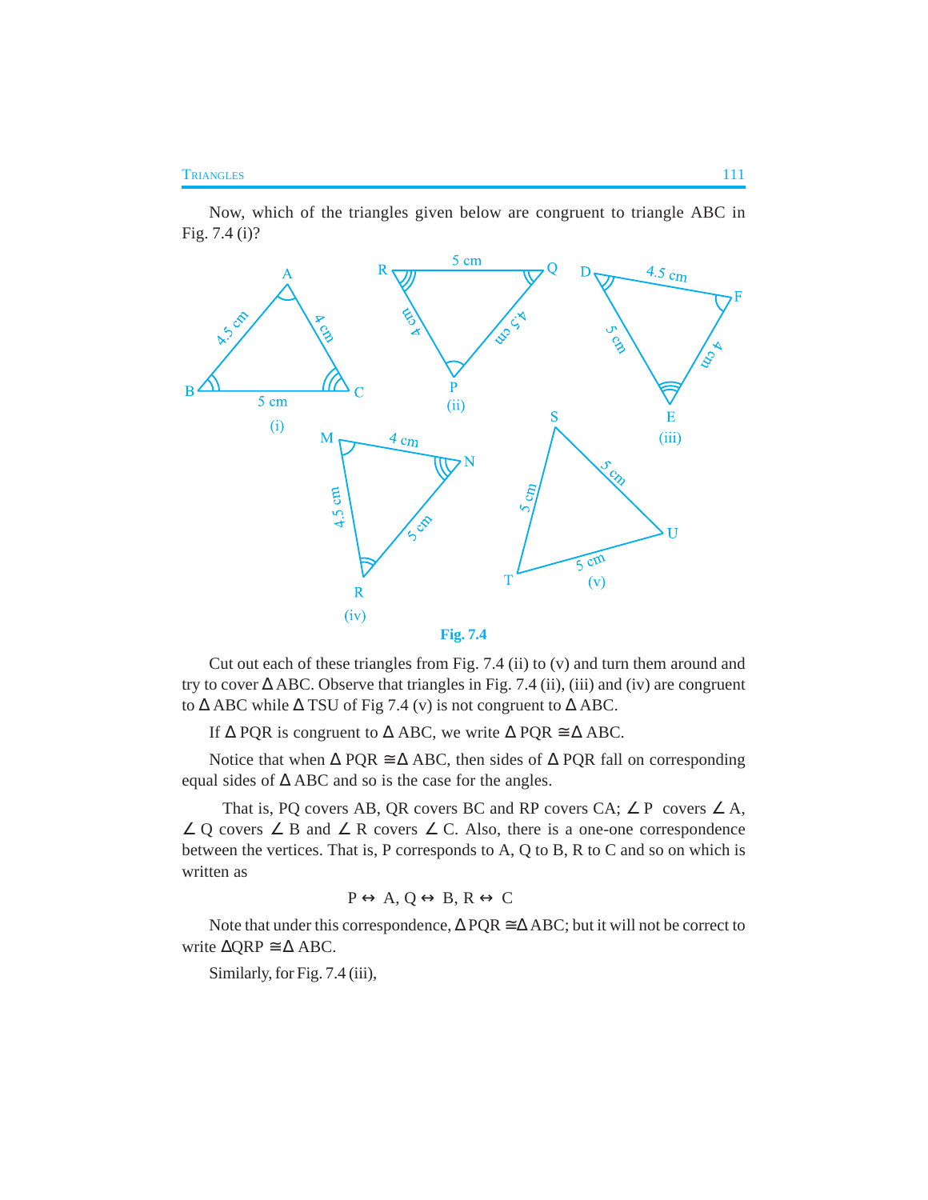Now, which of the triangles given below are congruent to triangle ABC in Fig. 7.4 (i)?

Fig. 7.4

Cut out each of these triangles from Fig. 7.4 (ii) to (v) and turn them around and try to cover Δ ABC. Observe that triangles in Fig. 7.4 (ii), (iii) and (iv) are congruent to Δ ABC while Δ TSU of Fig 7.4 (v) is not congruent to Δ ABC.

If Δ PQR is congruent to Δ ABC, we write Δ PQR ≅ Δ ABC.

Notice that when Δ PQR ≅ Δ ABC, then sides of Δ PQR fall on corresponding equal sides of Δ ABC and so is the case for the angles.

That is, PQ covers AB, QR covers BC and RP covers CA; ∠ P covers ∠ A, ∠ Q covers ∠ B and ∠ R covers ∠ C. Also, there is a one-one correspondence between the vertices. That is, P corresponds to A, Q to B, R to C and so on which is written as

$$P \leftrightarrow A,\ Q \leftrightarrow B,\ R \leftrightarrow C$$

Note that under this correspondence, Δ PQR ≅ Δ ABC; but it will not be correct to write ΔQRP ≅ Δ ABC.

Similarly, for Fig. 7.4 (iii),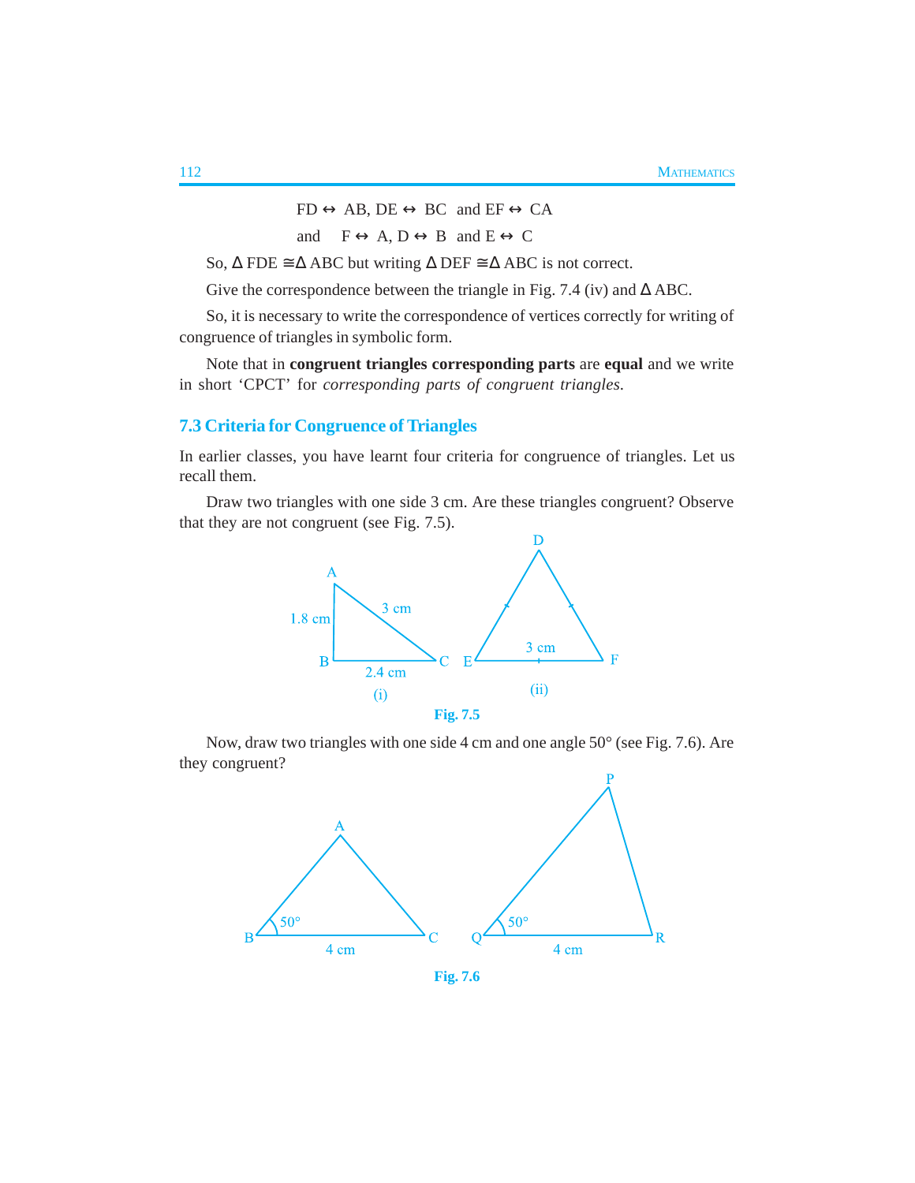$$FD \leftrightarrow AB, \; DE \leftrightarrow BC \; \text{ and } EF \leftrightarrow CA$$

$$\text{and} \quad F \leftrightarrow A, \; D \leftrightarrow B \; \text{ and } E \leftrightarrow C$$

So, $\Delta$ FDE $\cong \Delta$ ABC but writing $\Delta$ DEF $\cong \Delta$ ABC is not correct.

Give the correspondence between the triangle in Fig. 7.4 (iv) and $\Delta$ ABC.

So, it is necessary to write the correspondence of vertices correctly for writing of congruence of triangles in symbolic form.

Note that in **congruent triangles corresponding parts** are **equal** and we write in short 'CPCT' for *corresponding parts of congruent triangles.*

## 7.3 Criteria for Congruence of Triangles

In earlier classes, you have learnt four criteria for congruence of triangles. Let us recall them.

Draw two triangles with one side 3 cm. Are these triangles congruent? Observe that they are not congruent (see Fig. 7.5).

A, B, C, 1.8 cm, 3 cm, 2.4 cm, (i)

D, E, F, 3 cm, (ii)

**Fig. 7.5**

Now, draw two triangles with one side 4 cm and one angle 50° (see Fig. 7.6). Are they congruent?

A, B, C, 50°, 4 cm

P, Q, R, 50°, 4 cm

**Fig. 7.6**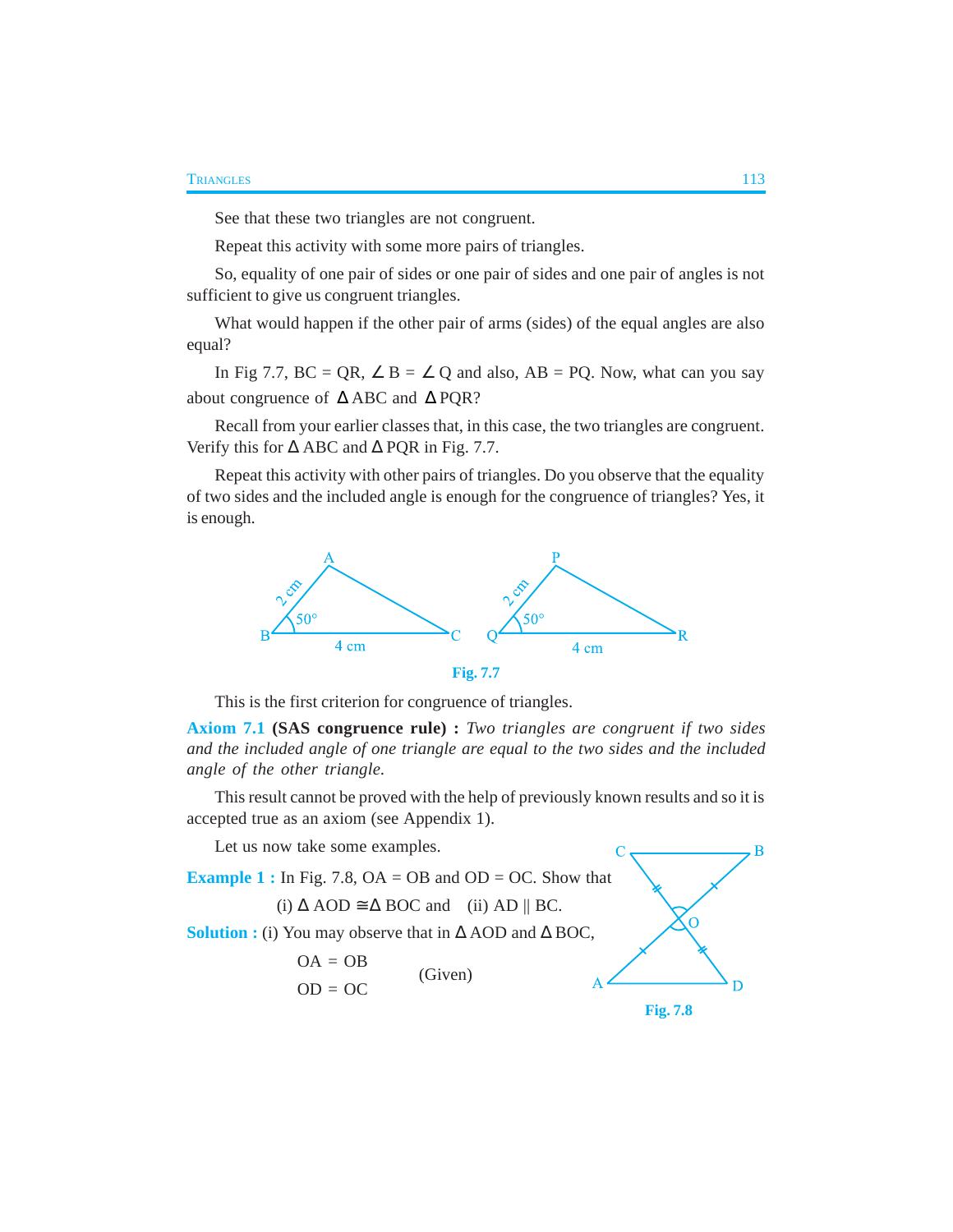See that these two triangles are not congruent.

Repeat this activity with some more pairs of triangles.

So, equality of one pair of sides or one pair of sides and one pair of angles is not sufficient to give us congruent triangles.

What would happen if the other pair of arms (sides) of the equal angles are also equal?

In Fig 7.7, BC = QR, $\angle$ B = $\angle$ Q and also, AB = PQ. Now, what can you say about congruence of $\Delta$ ABC and $\Delta$ PQR?

Recall from your earlier classes that, in this case, the two triangles are congruent. Verify this for $\Delta$ ABC and $\Delta$ PQR in Fig. 7.7.

Repeat this activity with other pairs of triangles. Do you observe that the equality of two sides and the included angle is enough for the congruence of triangles? Yes, it is enough.

Fig. 7.7

This is the first criterion for congruence of triangles.

**Axiom 7.1 (SAS congruence rule) :** *Two triangles are congruent if two sides and the included angle of one triangle are equal to the two sides and the included angle of the other triangle.*

This result cannot be proved with the help of previously known results and so it is accepted true as an axiom (see Appendix 1).

Let us now take some examples.

**Example 1 :** In Fig. 7.8, OA = OB and OD = OC. Show that

(i) $\Delta$ AOD $\cong$ $\Delta$ BOC and (ii) AD || BC.

**Solution :** (i) You may observe that in $\Delta$ AOD and $\Delta$ BOC,

OA = OB
OD = OC (Given)

Fig. 7.8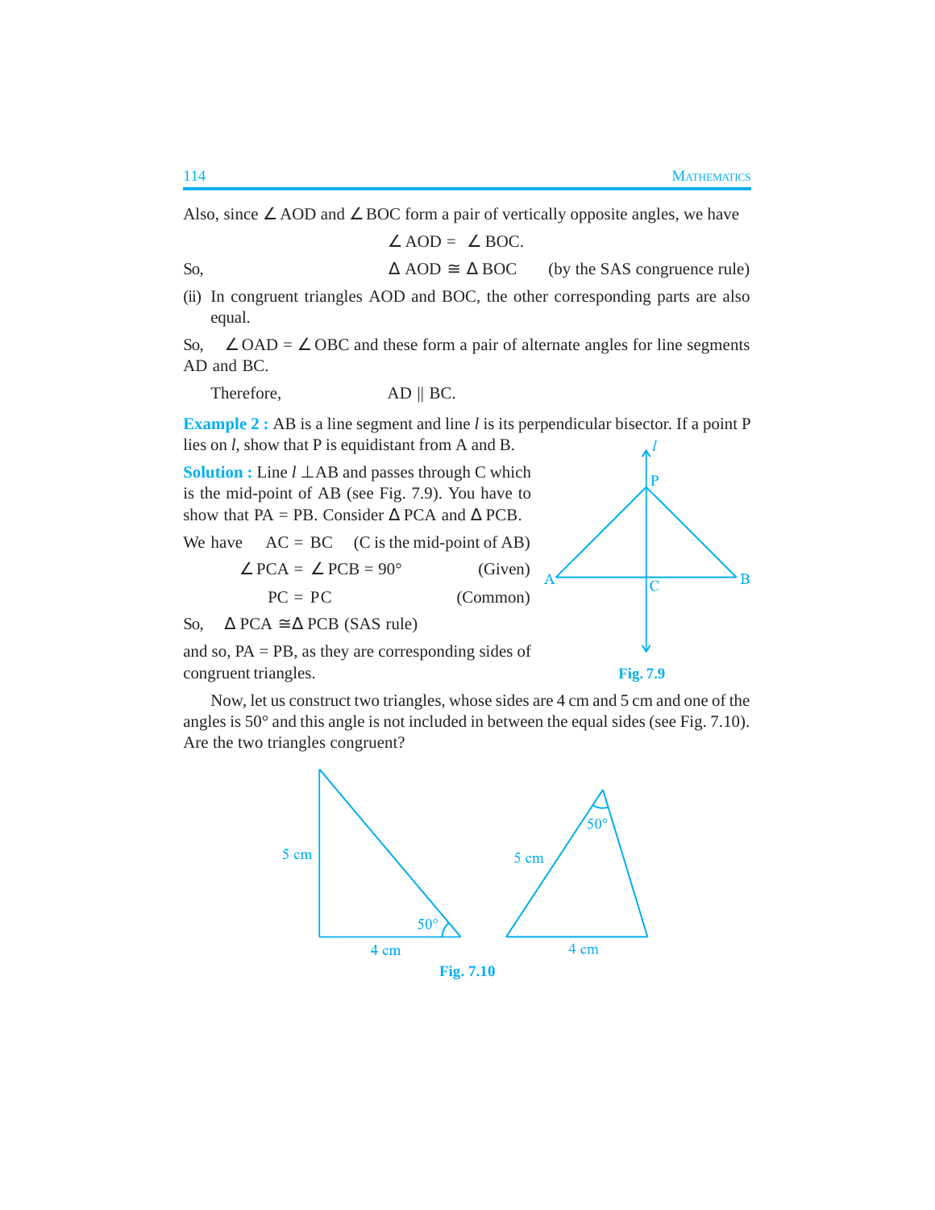Also, since $\angle$ AOD and $\angle$ BOC form a pair of vertically opposite angles, we have

$$\angle \text{AOD} = \angle \text{BOC}.$$

So, $\Delta \text{AOD} \cong \Delta \text{BOC}$ (by the SAS congruence rule)

(ii) In congruent triangles AOD and BOC, the other corresponding parts are also equal.

So, $\angle$ OAD = $\angle$ OBC and these form a pair of alternate angles for line segments AD and BC.

Therefore, AD || BC.

**Example 2 :** AB is a line segment and line *l* is its perpendicular bisector. If a point P lies on *l*, show that P is equidistant from A and B.

**Solution :** Line $l \perp$ AB and passes through C which is the mid-point of AB (see Fig. 7.9). You have to show that PA = PB. Consider $\Delta$ PCA and $\Delta$ PCB.

We have AC = BC (C is the mid-point of AB)

$\angle$ PCA = $\angle$ PCB = 90° (Given)

PC = PC (Common)

So, $\Delta$ PCA $\cong \Delta$ PCB (SAS rule)

and so, PA = PB, as they are corresponding sides of congruent triangles.

Fig. 7.9

Now, let us construct two triangles, whose sides are 4 cm and 5 cm and one of the angles is 50° and this angle is not included in between the equal sides (see Fig. 7.10). Are the two triangles congruent?

Fig. 7.10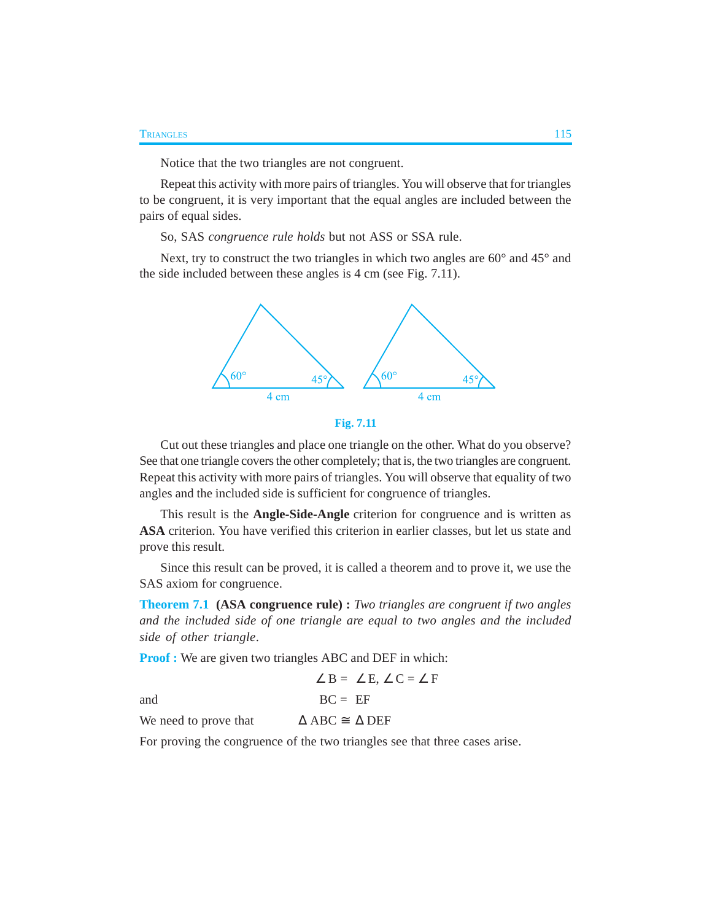Notice that the two triangles are not congruent.

Repeat this activity with more pairs of triangles. You will observe that for triangles to be congruent, it is very important that the equal angles are included between the pairs of equal sides.

So, SAS *congruence rule holds* but not ASS or SSA rule.

Next, try to construct the two triangles in which two angles are 60° and 45° and the side included between these angles is 4 cm (see Fig. 7.11).

**Fig. 7.11**

Cut out these triangles and place one triangle on the other. What do you observe? See that one triangle covers the other completely; that is, the two triangles are congruent. Repeat this activity with more pairs of triangles. You will observe that equality of two angles and the included side is sufficient for congruence of triangles.

This result is the **Angle-Side-Angle** criterion for congruence and is written as **ASA** criterion. You have verified this criterion in earlier classes, but let us state and prove this result.

Since this result can be proved, it is called a theorem and to prove it, we use the SAS axiom for congruence.

**Theorem 7.1** **(ASA congruence rule) :** *Two triangles are congruent if two angles and the included side of one triangle are equal to two angles and the included side of other triangle.*

**Proof :** We are given two triangles ABC and DEF in which:

$$\angle B = \angle E, \angle C = \angle F$$

and $$BC = EF$$

We need to prove that $$\Delta ABC \cong \Delta DEF$$

For proving the congruence of the two triangles see that three cases arise.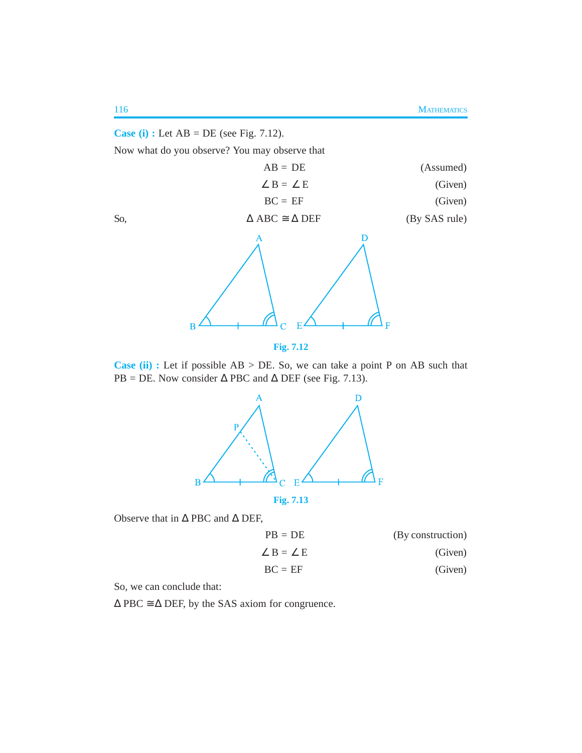**Case (i) :** Let AB = DE (see Fig. 7.12).

Now what do you observe? You may observe that

$$AB = DE \qquad \text{(Assumed)}$$

$$\angle B = \angle E \qquad \text{(Given)}$$

$$BC = EF \qquad \text{(Given)}$$

So, $\Delta ABC \cong \Delta DEF$ (By SAS rule)

**Fig. 7.12**

**Case (ii) :** Let if possible AB > DE. So, we can take a point P on AB such that PB = DE. Now consider Δ PBC and Δ DEF (see Fig. 7.13).

**Fig. 7.13**

Observe that in Δ PBC and Δ DEF,

$$PB = DE \qquad \text{(By construction)}$$

$$\angle B = \angle E \qquad \text{(Given)}$$

$$BC = EF \qquad \text{(Given)}$$

So, we can conclude that:

$\Delta PBC \cong \Delta DEF$, by the SAS axiom for congruence.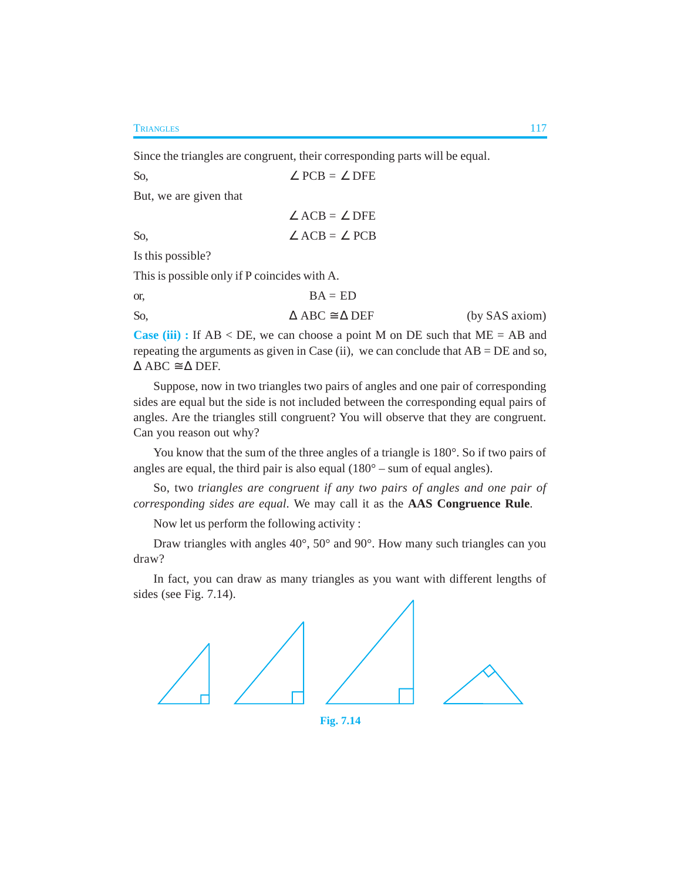Since the triangles are congruent, their corresponding parts will be equal.

So, $\angle$ PCB = $\angle$ DFE

But, we are given that

$\angle$ ACB = $\angle$ DFE

So, $\angle$ ACB = $\angle$ PCB

Is this possible?

This is possible only if P coincides with A.

or, BA = ED

So, $\Delta$ ABC $\cong \Delta$ DEF (by SAS axiom)

**Case (iii) :** If AB < DE, we can choose a point M on DE such that ME = AB and repeating the arguments as given in Case (ii), we can conclude that AB = DE and so, $\Delta$ ABC $\cong \Delta$ DEF.

Suppose, now in two triangles two pairs of angles and one pair of corresponding sides are equal but the side is not included between the corresponding equal pairs of angles. Are the triangles still congruent? You will observe that they are congruent. Can you reason out why?

You know that the sum of the three angles of a triangle is 180°. So if two pairs of angles are equal, the third pair is also equal (180° – sum of equal angles).

So, two *triangles are congruent if any two pairs of angles and one pair of corresponding sides are equal*. We may call it as the **AAS Congruence Rule**.

Now let us perform the following activity :

Draw triangles with angles 40°, 50° and 90°. How many such triangles can you draw?

In fact, you can draw as many triangles as you want with different lengths of sides (see Fig. 7.14).

Fig. 7.14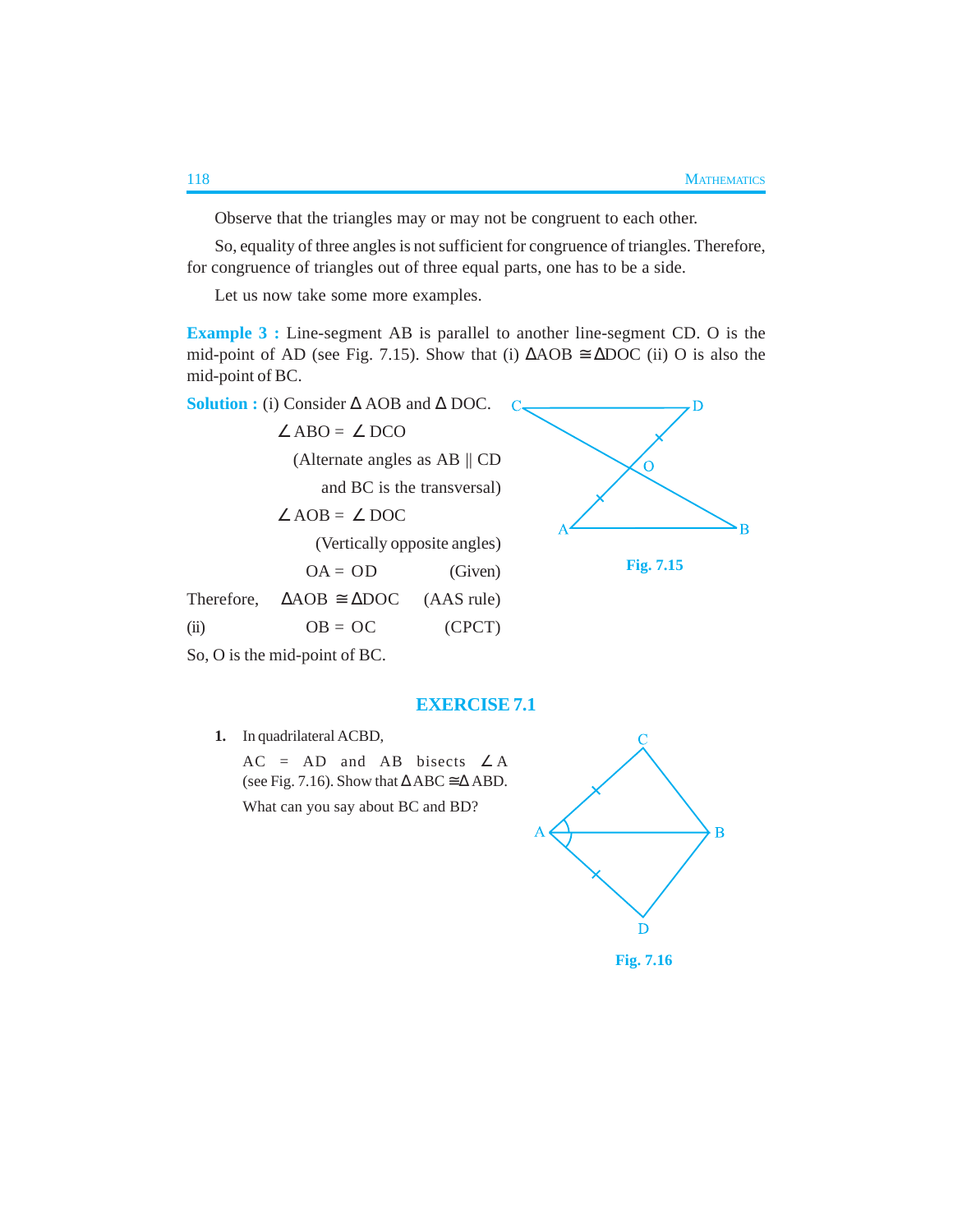Observe that the triangles may or may not be congruent to each other.

So, equality of three angles is not sufficient for congruence of triangles. Therefore, for congruence of triangles out of three equal parts, one has to be a side.

Let us now take some more examples.

**Example 3 :** Line-segment AB is parallel to another line-segment CD. O is the mid-point of AD (see Fig. 7.15). Show that (i) $\Delta AOB \cong \Delta DOC$ (ii) O is also the mid-point of BC.

**Solution :** (i) Consider $\Delta$ AOB and $\Delta$ DOC.

$\angle ABO = \angle DCO$

(Alternate angles as AB || CD and BC is the transversal)

$\angle AOB = \angle DOC$

(Vertically opposite angles)

$OA = OD$ (Given)

Therefore, $\Delta AOB \cong \Delta DOC$ (AAS rule)

(ii) $OB = OC$ (CPCT)

So, O is the mid-point of BC.

Fig. 7.15

## EXERCISE 7.1

**1.** In quadrilateral ACBD, AC = AD and AB bisects $\angle A$ (see Fig. 7.16). Show that $\Delta ABC \cong \Delta ABD$. What can you say about BC and BD?

Fig. 7.16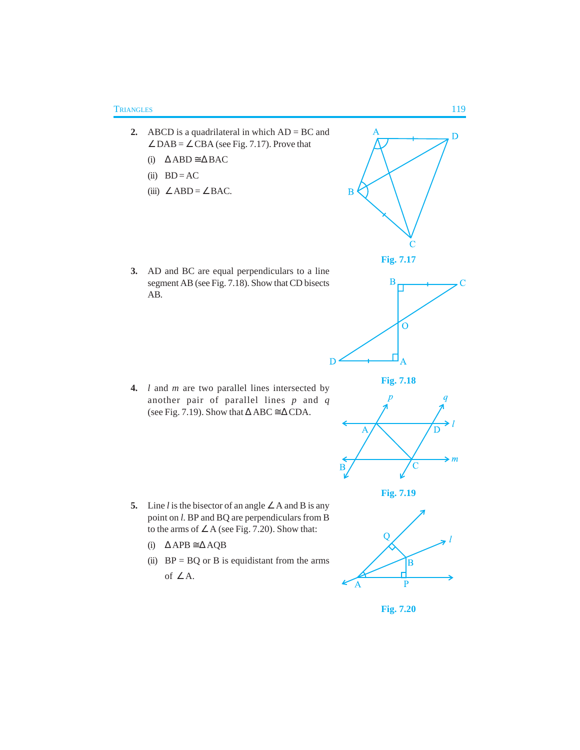2. ABCD is a quadrilateral in which AD = BC and $\angle$DAB = $\angle$CBA (see Fig. 7.17). Prove that

   (i) $\Delta$ABD $\cong$ $\Delta$BAC

   (ii) BD = AC

   (iii) $\angle$ABD = $\angle$BAC.

Fig. 7.17

3. AD and BC are equal perpendiculars to a line segment AB (see Fig. 7.18). Show that CD bisects AB.

Fig. 7.18

4. $l$ and $m$ are two parallel lines intersected by another pair of parallel lines $p$ and $q$ (see Fig. 7.19). Show that $\Delta$ABC $\cong$ $\Delta$CDA.

Fig. 7.19

5. Line $l$ is the bisector of an angle $\angle$A and B is any point on $l$. BP and BQ are perpendiculars from B to the arms of $\angle$A (see Fig. 7.20). Show that:

   (i) $\Delta$APB $\cong$ $\Delta$AQB

   (ii) BP = BQ or B is equidistant from the arms of $\angle$A.

Fig. 7.20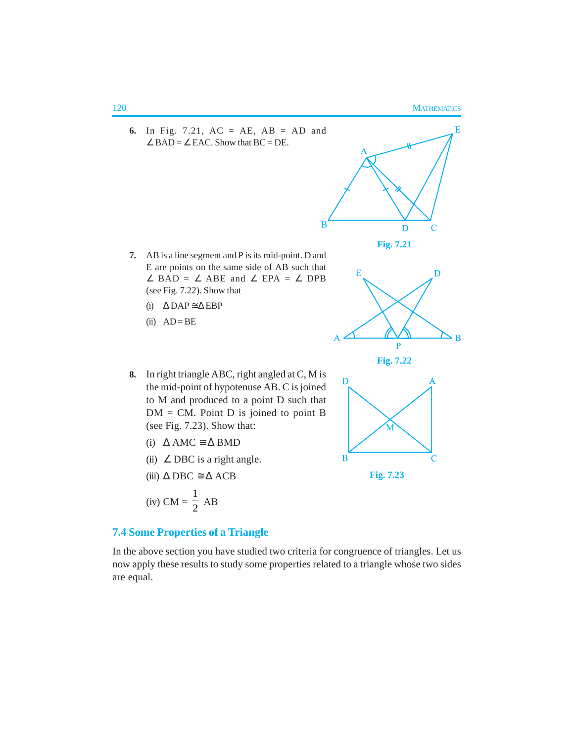6. In Fig. 7.21, AC = AE, AB = AD and $\angle$ BAD = $\angle$ EAC. Show that BC = DE.

Fig. 7.21

7. AB is a line segment and P is its mid-point. D and E are points on the same side of AB such that $\angle$ BAD = $\angle$ ABE and $\angle$ EPA = $\angle$ DPB (see Fig. 7.22). Show that

   (i) $\Delta DAP \cong \Delta EBP$

   (ii) AD = BE

Fig. 7.22

8. In right triangle ABC, right angled at C, M is the mid-point of hypotenuse AB. C is joined to M and produced to a point D such that DM = CM. Point D is joined to point B (see Fig. 7.23). Show that:

   (i) $\Delta AMC \cong \Delta BMD$

   (ii) $\angle$ DBC is a right angle.

   (iii) $\Delta DBC \cong \Delta ACB$

   (iv) CM = $\frac{1}{2}$ AB

Fig. 7.23

## 7.4 Some Properties of a Triangle

In the above section you have studied two criteria for congruence of triangles. Let us now apply these results to study some properties related to a triangle whose two sides are equal.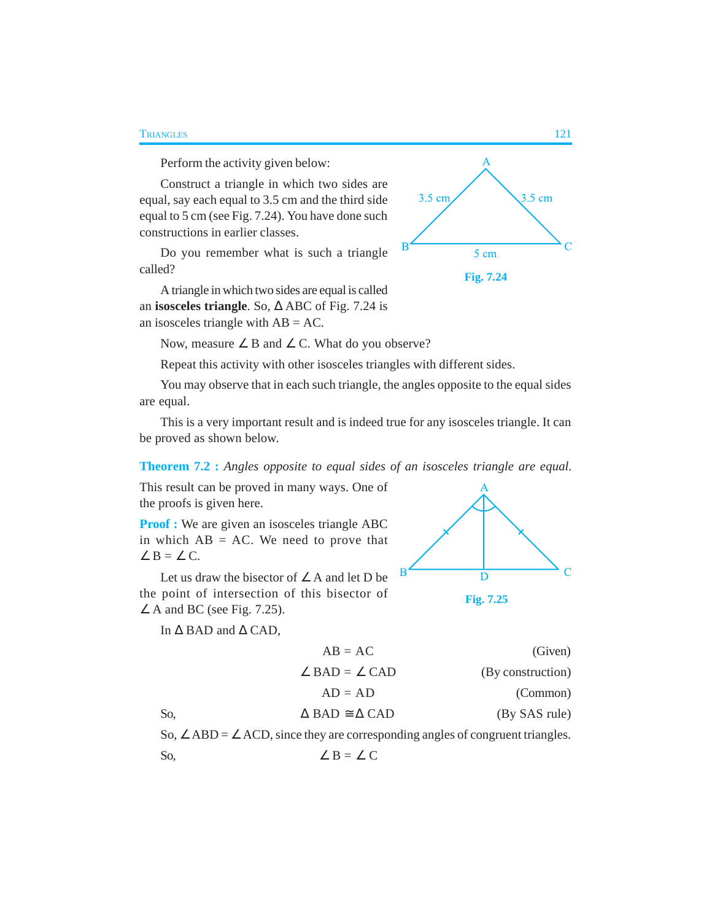Perform the activity given below:

Construct a triangle in which two sides are equal, say each equal to 3.5 cm and the third side equal to 5 cm (see Fig. 7.24). You have done such constructions in earlier classes.

Do you remember what is such a triangle called?

A triangle in which two sides are equal is called an **isosceles triangle**. So, Δ ABC of Fig. 7.24 is an isosceles triangle with AB = AC.

Fig. 7.24

Now, measure ∠ B and ∠ C. What do you observe?

Repeat this activity with other isosceles triangles with different sides.

You may observe that in each such triangle, the angles opposite to the equal sides are equal.

This is a very important result and is indeed true for any isosceles triangle. It can be proved as shown below.

**Theorem 7.2 :** *Angles opposite to equal sides of an isosceles triangle are equal.*

This result can be proved in many ways. One of the proofs is given here.

**Proof :** We are given an isosceles triangle ABC in which AB = AC. We need to prove that ∠ B = ∠ C.

Let us draw the bisector of ∠ A and let D be the point of intersection of this bisector of ∠ A and BC (see Fig. 7.25).

Fig. 7.25

In Δ BAD and Δ CAD,

AB = AC (Given)

∠ BAD = ∠ CAD (By construction)

AD = AD (Common)

So, Δ BAD ≅ Δ CAD (By SAS rule)

So, ∠ ABD = ∠ ACD, since they are corresponding angles of congruent triangles.

So, ∠ B = ∠ C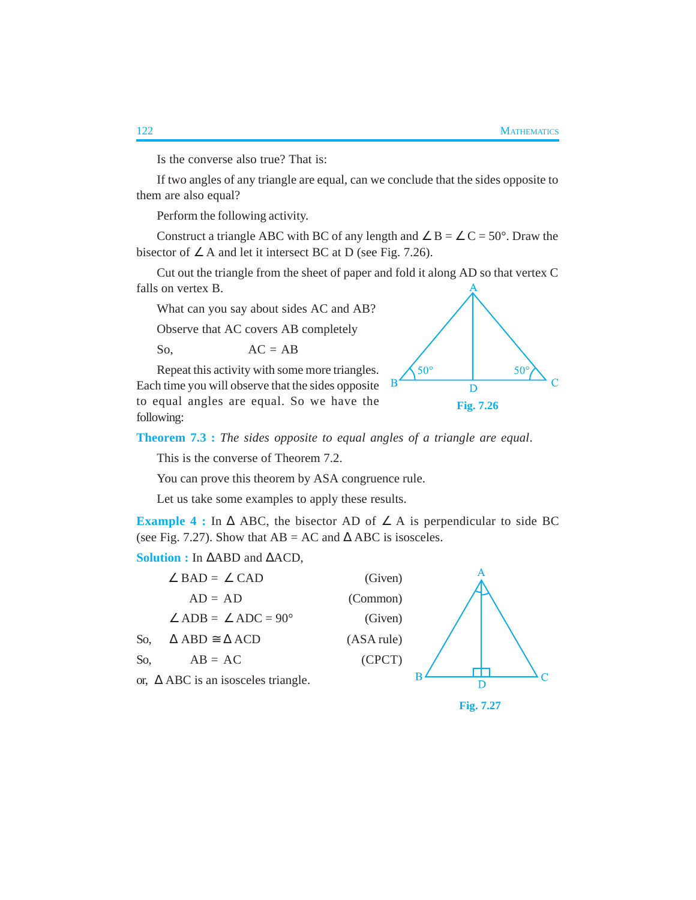Is the converse also true? That is:

If two angles of any triangle are equal, can we conclude that the sides opposite to them are also equal?

Perform the following activity.

Construct a triangle ABC with BC of any length and $\angle$ B = $\angle$ C = 50°. Draw the bisector of $\angle$ A and let it intersect BC at D (see Fig. 7.26).

Cut out the triangle from the sheet of paper and fold it along AD so that vertex C falls on vertex B.

What can you say about sides AC and AB?

Observe that AC covers AB completely

So, AC = AB

Repeat this activity with some more triangles. Each time you will observe that the sides opposite to equal angles are equal. So we have the following:

Fig. 7.26

**Theorem 7.3 :** *The sides opposite to equal angles of a triangle are equal.*

This is the converse of Theorem 7.2.

You can prove this theorem by ASA congruence rule.

Let us take some examples to apply these results.

**Example 4 :** In $\Delta$ ABC, the bisector AD of $\angle$ A is perpendicular to side BC (see Fig. 7.27). Show that AB = AC and $\Delta$ ABC is isosceles.

**Solution :** In $\Delta$ABD and $\Delta$ACD,

$\angle$ BAD = $\angle$ CAD (Given)

AD = AD (Common)

$\angle$ ADB = $\angle$ ADC = 90° (Given)

So, $\Delta$ ABD $\cong$ $\Delta$ ACD (ASA rule)

So, AB = AC (CPCT)

or, $\Delta$ ABC is an isosceles triangle.

Fig. 7.27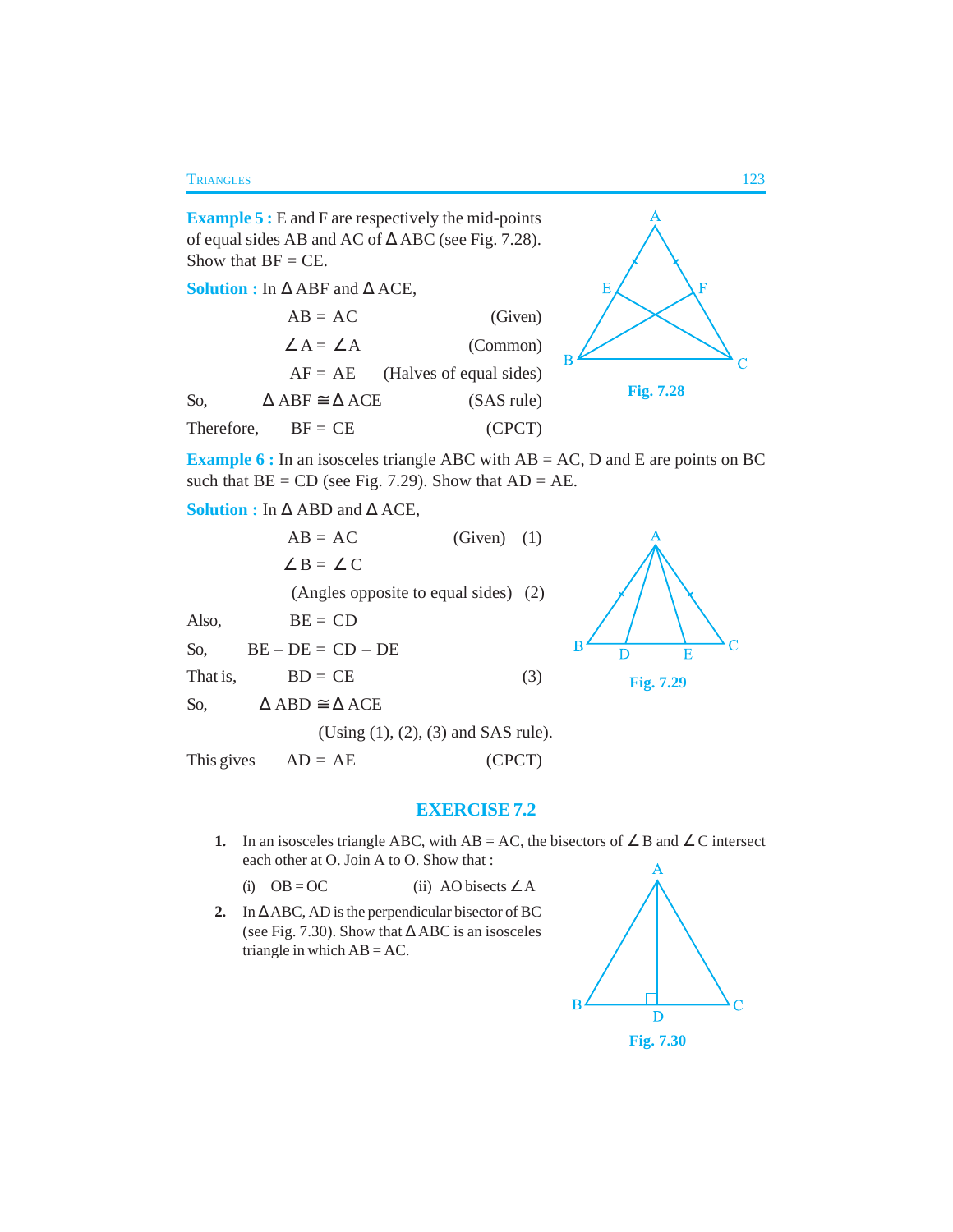**Example 5 :** E and F are respectively the mid-points of equal sides AB and AC of $\Delta$ ABC (see Fig. 7.28). Show that BF = CE.

**Solution :** In $\Delta$ ABF and $\Delta$ ACE,

AB = AC (Given)

$\angle$ A = $\angle$ A (Common)

AF = AE (Halves of equal sides)

So, $\Delta$ ABF $\cong$ $\Delta$ ACE (SAS rule)

Therefore, BF = CE (CPCT)

Fig. 7.28

**Example 6 :** In an isosceles triangle ABC with AB = AC, D and E are points on BC such that BE = CD (see Fig. 7.29). Show that AD = AE.

**Solution :** In $\Delta$ ABD and $\Delta$ ACE,

AB = AC (Given) (1)

$\angle$ B = $\angle$ C

(Angles opposite to equal sides) (2)

Also, BE = CD

So, BE – DE = CD – DE

That is, BD = CE (3)

So, $\Delta$ ABD $\cong$ $\Delta$ ACE

(Using (1), (2), (3) and SAS rule).

This gives AD = AE (CPCT)

Fig. 7.29

## EXERCISE 7.2

1. In an isosceles triangle ABC, with AB = AC, the bisectors of $\angle$ B and $\angle$ C intersect each other at O. Join A to O. Show that :

   (i) OB = OC (ii) AO bisects $\angle$ A

2. In $\Delta$ ABC, AD is the perpendicular bisector of BC (see Fig. 7.30). Show that $\Delta$ ABC is an isosceles triangle in which AB = AC.

Fig. 7.30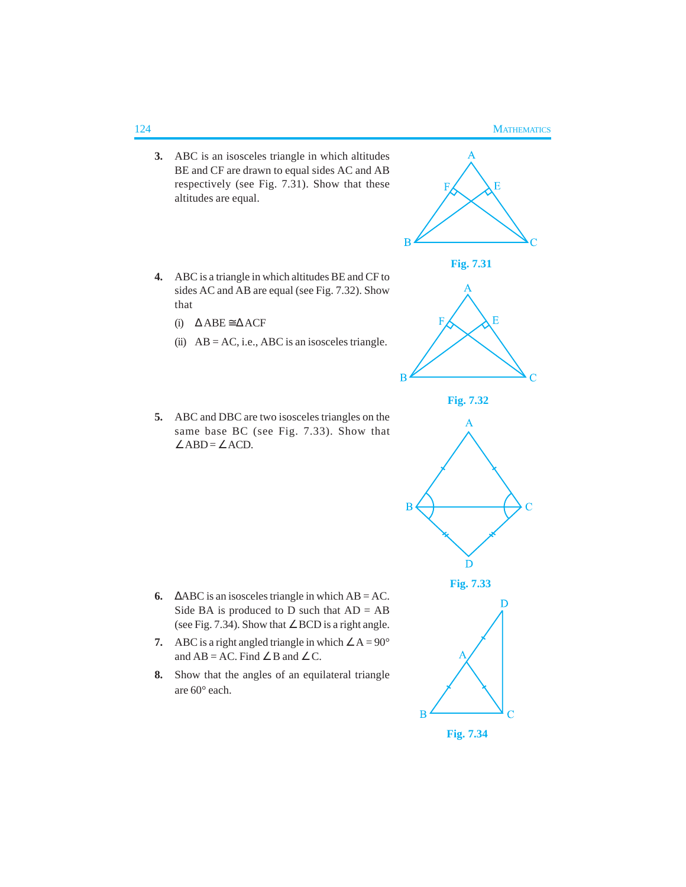3. ABC is an isosceles triangle in which altitudes BE and CF are drawn to equal sides AC and AB respectively (see Fig. 7.31). Show that these altitudes are equal.

**Fig. 7.31**

4. ABC is a triangle in which altitudes BE and CF to sides AC and AB are equal (see Fig. 7.32). Show that

   (i) $\Delta ABE \cong \Delta ACF$

   (ii) AB = AC, i.e., ABC is an isosceles triangle.

**Fig. 7.32**

5. ABC and DBC are two isosceles triangles on the same base BC (see Fig. 7.33). Show that $\angle ABD = \angle ACD$.

**Fig. 7.33**

6. $\Delta$ABC is an isosceles triangle in which AB = AC. Side BA is produced to D such that AD = AB (see Fig. 7.34). Show that $\angle BCD$ is a right angle.

7. ABC is a right angled triangle in which $\angle A = 90°$ and AB = AC. Find $\angle B$ and $\angle C$.

8. Show that the angles of an equilateral triangle are 60° each.

**Fig. 7.34**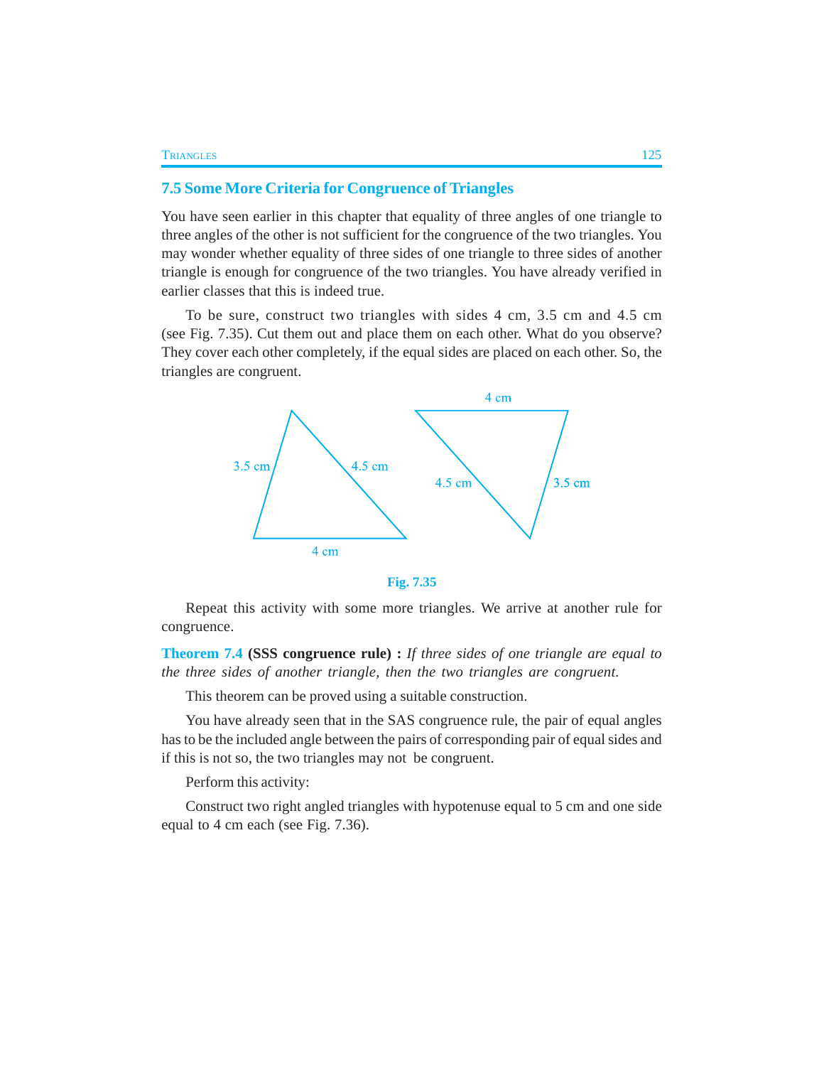## 7.5 Some More Criteria for Congruence of Triangles

You have seen earlier in this chapter that equality of three angles of one triangle to three angles of the other is not sufficient for the congruence of the two triangles. You may wonder whether equality of three sides of one triangle to three sides of another triangle is enough for congruence of the two triangles. You have already verified in earlier classes that this is indeed true.

To be sure, construct two triangles with sides 4 cm, 3.5 cm and 4.5 cm (see Fig. 7.35). Cut them out and place them on each other. What do you observe? They cover each other completely, if the equal sides are placed on each other. So, the triangles are congruent.

Fig. 7.35

Repeat this activity with some more triangles. We arrive at another rule for congruence.

**Theorem 7.4 (SSS congruence rule) :** *If three sides of one triangle are equal to the three sides of another triangle, then the two triangles are congruent.*

This theorem can be proved using a suitable construction.

You have already seen that in the SAS congruence rule, the pair of equal angles has to be the included angle between the pairs of corresponding pair of equal sides and if this is not so, the two triangles may not be congruent.

Perform this activity:

Construct two right angled triangles with hypotenuse equal to 5 cm and one side equal to 4 cm each (see Fig. 7.36).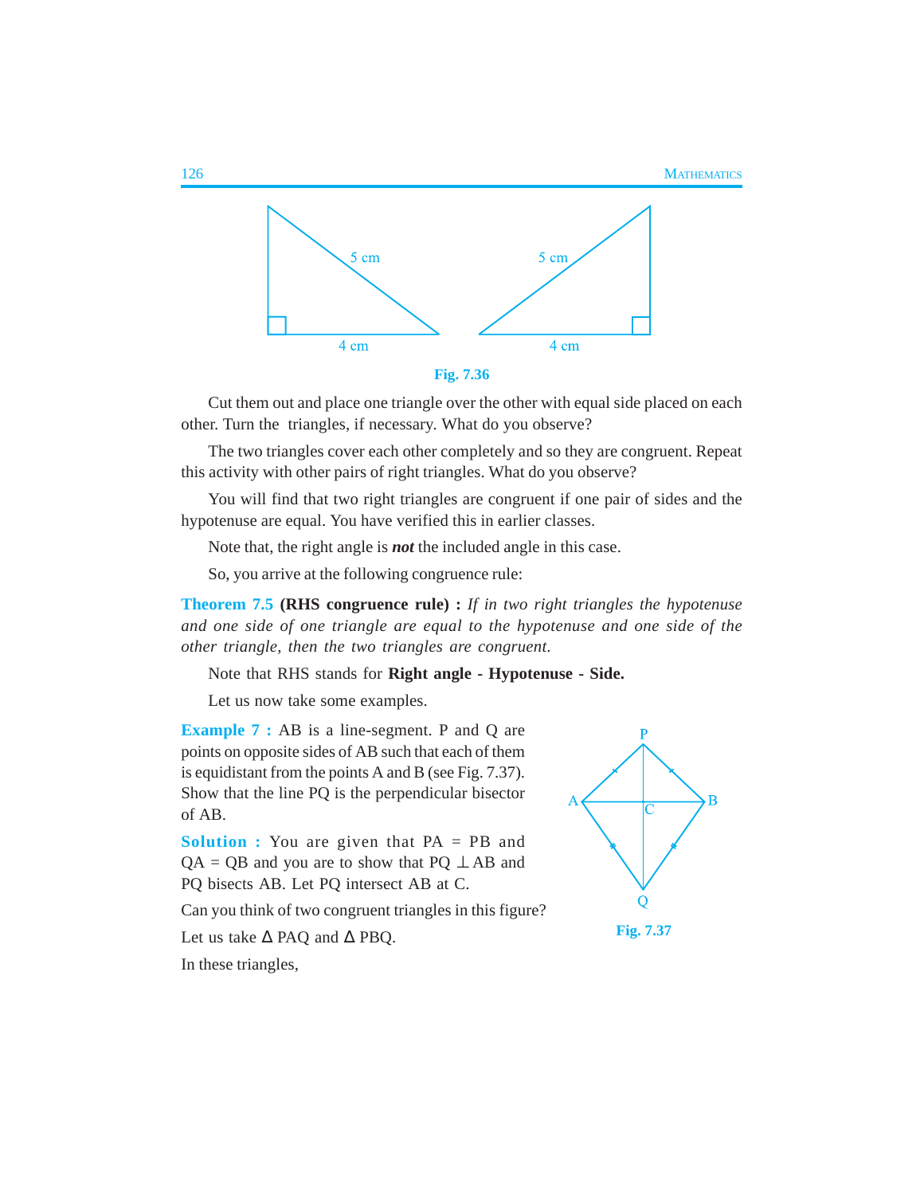Fig. 7.36

Cut them out and place one triangle over the other with equal side placed on each other. Turn the triangles, if necessary. What do you observe?

The two triangles cover each other completely and so they are congruent. Repeat this activity with other pairs of right triangles. What do you observe?

You will find that two right triangles are congruent if one pair of sides and the hypotenuse are equal. You have verified this in earlier classes.

Note that, the right angle is ***not*** the included angle in this case.

So, you arrive at the following congruence rule:

**Theorem 7.5** **(RHS congruence rule) :** *If in two right triangles the hypotenuse and one side of one triangle are equal to the hypotenuse and one side of the other triangle, then the two triangles are congruent.*

Note that RHS stands for **Right angle - Hypotenuse - Side.**

Let us now take some examples.

**Example 7 :** AB is a line-segment. P and Q are points on opposite sides of AB such that each of them is equidistant from the points A and B (see Fig. 7.37). Show that the line PQ is the perpendicular bisector of AB.

**Solution :** You are given that PA = PB and QA = QB and you are to show that PQ $\perp$ AB and PQ bisects AB. Let PQ intersect AB at C.

Can you think of two congruent triangles in this figure?

Let us take $\Delta$ PAQ and $\Delta$ PBQ.

In these triangles,

Fig. 7.37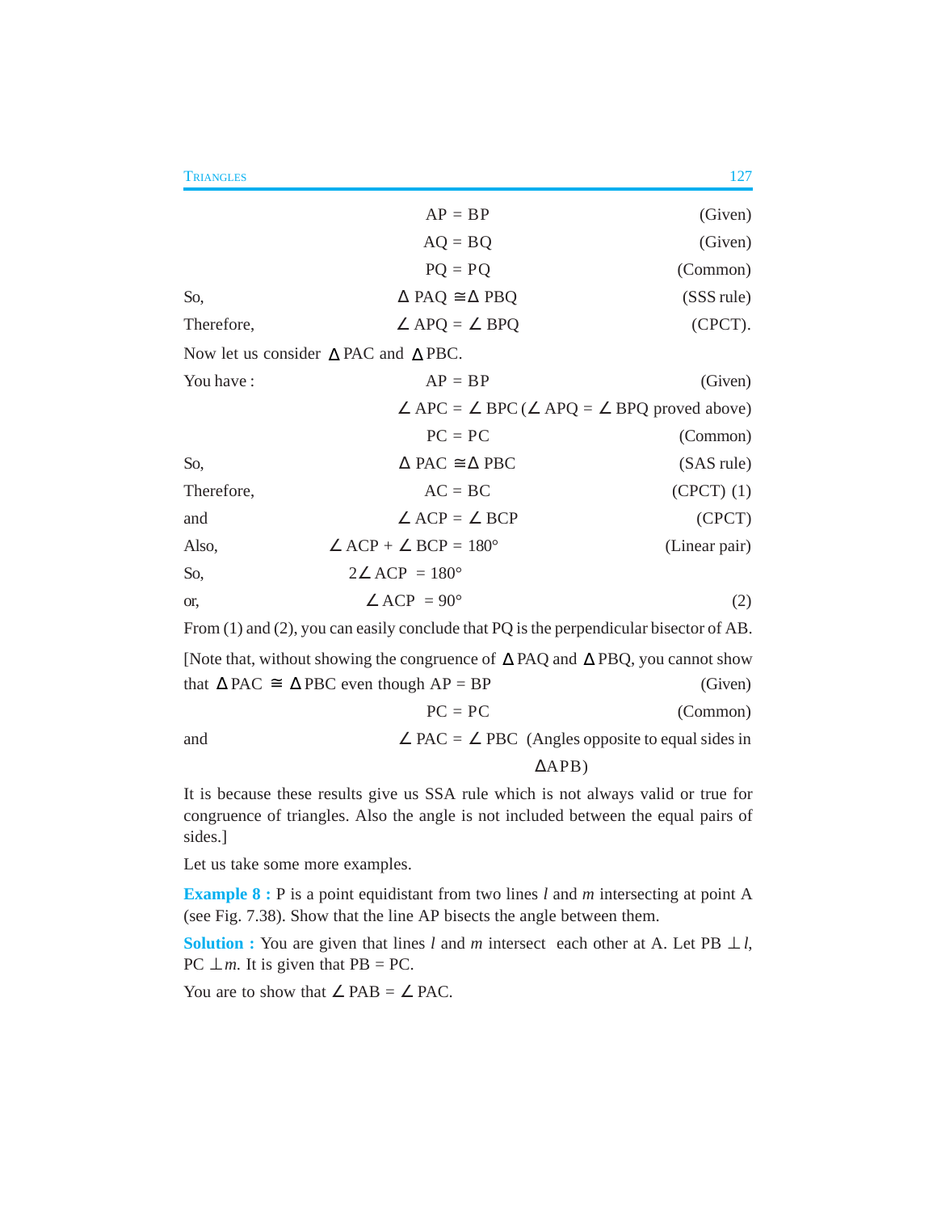$$AP = BP \quad \text{(Given)}$$

$$AQ = BQ \quad \text{(Given)}$$

$$PQ = PQ \quad \text{(Common)}$$

So, $\Delta\, PAQ \cong \Delta\, PBQ$ (SSS rule)

Therefore, $\angle\, APQ = \angle\, BPQ$ (CPCT).

Now let us consider $\Delta$ PAC and $\Delta$ PBC.

You have : $AP = BP$ (Given)

$\angle\, APC = \angle\, BPC$ ($\angle\, APQ = \angle\, BPQ$ proved above)

$PC = PC$ (Common)

So, $\Delta\, PAC \cong \Delta\, PBC$ (SAS rule)

Therefore, $AC = BC$ (CPCT) (1)

and $\angle\, ACP = \angle\, BCP$ (CPCT)

Also, $\angle\, ACP + \angle\, BCP = 180°$ (Linear pair)

So, $2\angle\, ACP = 180°$

or, $\angle\, ACP = 90°$ (2)

From (1) and (2), you can easily conclude that PQ is the perpendicular bisector of AB.

[Note that, without showing the congruence of $\Delta$ PAQ and $\Delta$ PBQ, you cannot show that $\Delta\, PAC \cong \Delta\, PBC$ even though $AP = BP$ (Given)

$PC = PC$ (Common)

and $\angle\, PAC = \angle\, PBC$ (Angles opposite to equal sides in $\Delta APB$)

It is because these results give us SSA rule which is not always valid or true for congruence of triangles. Also the angle is not included between the equal pairs of sides.]

Let us take some more examples.

**Example 8 :** P is a point equidistant from two lines $l$ and $m$ intersecting at point A (see Fig. 7.38). Show that the line AP bisects the angle between them.

**Solution :** You are given that lines $l$ and $m$ intersect each other at A. Let $PB \perp l$, $PC \perp m$. It is given that $PB = PC$.

You are to show that $\angle\, PAB = \angle\, PAC$.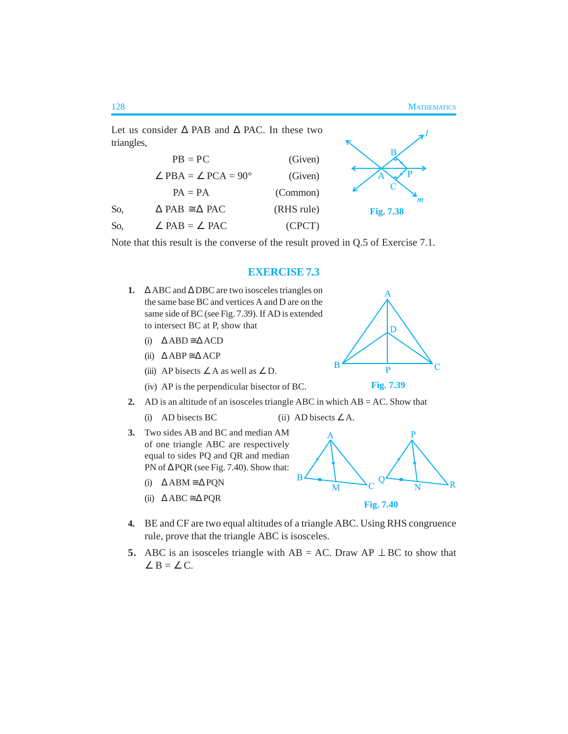Let us consider Δ PAB and Δ PAC. In these two triangles,

| | | |
|---|---|---|
| | PB = PC | (Given) |
| | ∠ PBA = ∠ PCA = 90° | (Given) |
| | PA = PA | (Common) |
| So, | Δ PAB ≅ Δ PAC | (RHS rule) |
| So, | ∠ PAB = ∠ PAC | (CPCT) |

Fig. 7.38

Note that this result is the converse of the result proved in Q.5 of Exercise 7.1.

## EXERCISE 7.3

1. Δ ABC and Δ DBC are two isosceles triangles on the same base BC and vertices A and D are on the same side of BC (see Fig. 7.39). If AD is extended to intersect BC at P, show that
   - (i) Δ ABD ≅ Δ ACD
   - (ii) Δ ABP ≅ Δ ACP
   - (iii) AP bisects ∠ A as well as ∠ D.
   - (iv) AP is the perpendicular bisector of BC.

   Fig. 7.39

2. AD is an altitude of an isosceles triangle ABC in which AB = AC. Show that
   - (i) AD bisects BC
   - (ii) AD bisects ∠ A.

3. Two sides AB and BC and median AM of one triangle ABC are respectively equal to sides PQ and QR and median PN of Δ PQR (see Fig. 7.40). Show that:
   - (i) Δ ABM ≅ Δ PQN
   - (ii) Δ ABC ≅ Δ PQR

   Fig. 7.40

4. BE and CF are two equal altitudes of a triangle ABC. Using RHS congruence rule, prove that the triangle ABC is isosceles.

5. ABC is an isosceles triangle with AB = AC. Draw AP ⊥ BC to show that ∠ B = ∠ C.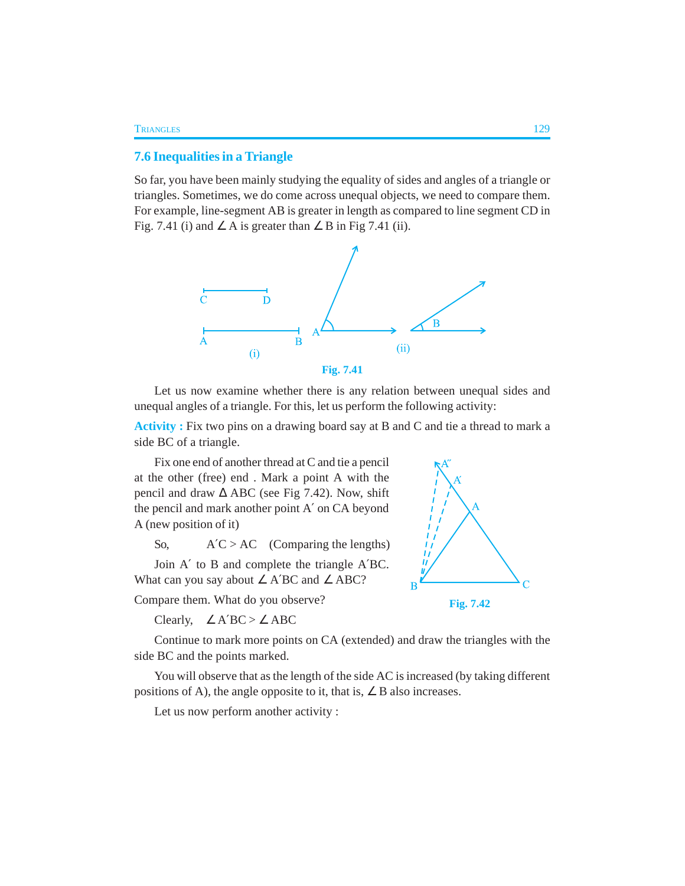## 7.6 Inequalities in a Triangle

So far, you have been mainly studying the equality of sides and angles of a triangle or triangles. Sometimes, we do come across unequal objects, we need to compare them. For example, line-segment AB is greater in length as compared to line segment CD in Fig. 7.41 (i) and ∠ A is greater than ∠ B in Fig 7.41 (ii).

**Fig. 7.41**

Let us now examine whether there is any relation between unequal sides and unequal angles of a triangle. For this, let us perform the following activity:

**Activity :** Fix two pins on a drawing board say at B and C and tie a thread to mark a side BC of a triangle.

Fix one end of another thread at C and tie a pencil at the other (free) end . Mark a point A with the pencil and draw Δ ABC (see Fig 7.42). Now, shift the pencil and mark another point A′ on CA beyond A (new position of it)

So, A′C > AC (Comparing the lengths)

Join A′ to B and complete the triangle A′BC. What can you say about ∠ A′BC and ∠ ABC? Compare them. What do you observe?

**Fig. 7.42**

Clearly, ∠ A′BC > ∠ ABC

Continue to mark more points on CA (extended) and draw the triangles with the side BC and the points marked.

You will observe that as the length of the side AC is increased (by taking different positions of A), the angle opposite to it, that is, ∠ B also increases.

Let us now perform another activity :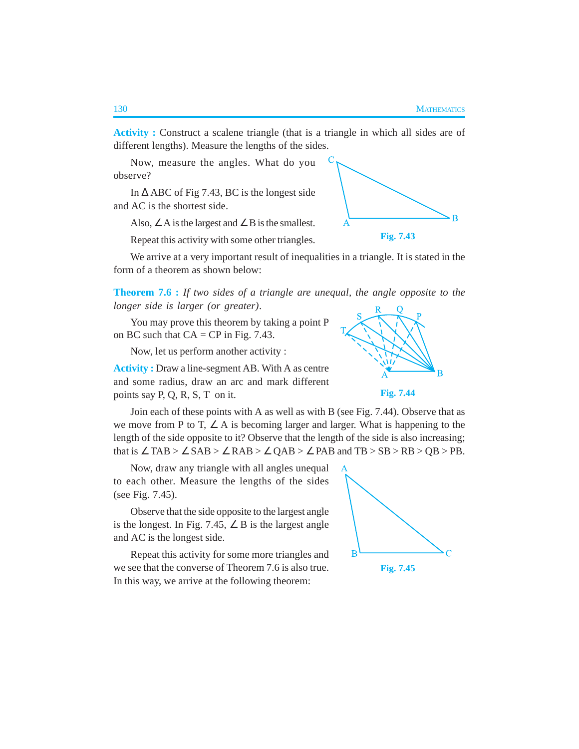**Activity :** Construct a scalene triangle (that is a triangle in which all sides are of different lengths). Measure the lengths of the sides.

Now, measure the angles. What do you observe?

In Δ ABC of Fig 7.43, BC is the longest side and AC is the shortest side.

Also, ∠ A is the largest and ∠ B is the smallest.

Repeat this activity with some other triangles.

Fig. 7.43

We arrive at a very important result of inequalities in a triangle. It is stated in the form of a theorem as shown below:

**Theorem 7.6 :** *If two sides of a triangle are unequal, the angle opposite to the longer side is larger (or greater).*

You may prove this theorem by taking a point P on BC such that CA = CP in Fig. 7.43.

Now, let us perform another activity :

**Activity :** Draw a line-segment AB. With A as centre and some radius, draw an arc and mark different points say P, Q, R, S, T on it.

Fig. 7.44

Join each of these points with A as well as with B (see Fig. 7.44). Observe that as we move from P to T, ∠ A is becoming larger and larger. What is happening to the length of the side opposite to it? Observe that the length of the side is also increasing; that is ∠ TAB > ∠ SAB > ∠ RAB > ∠ QAB > ∠ PAB and TB > SB > RB > QB > PB.

Now, draw any triangle with all angles unequal to each other. Measure the lengths of the sides (see Fig. 7.45).

Observe that the side opposite to the largest angle is the longest. In Fig. 7.45, ∠ B is the largest angle and AC is the longest side.

Repeat this activity for some more triangles and we see that the converse of Theorem 7.6 is also true. In this way, we arrive at the following theorem:

Fig. 7.45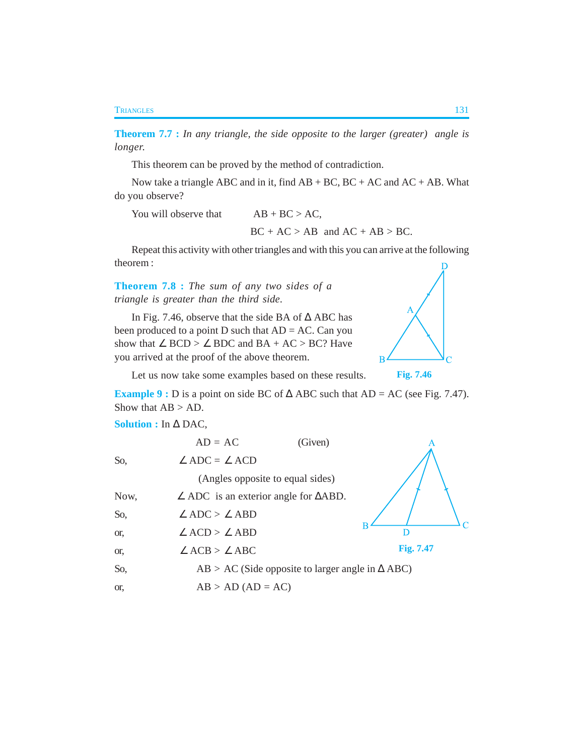**Theorem 7.7 :** *In any triangle, the side opposite to the larger (greater) angle is longer.*

This theorem can be proved by the method of contradiction.

Now take a triangle ABC and in it, find AB + BC, BC + AC and AC + AB. What do you observe?

You will observe that AB + BC > AC,

BC + AC > AB and AC + AB > BC.

Repeat this activity with other triangles and with this you can arrive at the following theorem :

**Theorem 7.8 :** *The sum of any two sides of a triangle is greater than the third side.*

In Fig. 7.46, observe that the side BA of Δ ABC has been produced to a point D such that AD = AC. Can you show that ∠ BCD > ∠ BDC and BA + AC > BC? Have you arrived at the proof of the above theorem.

Fig. 7.46

Let us now take some examples based on these results.

**Example 9 :** D is a point on side BC of Δ ABC such that AD = AC (see Fig. 7.47). Show that AB > AD.

**Solution :** In Δ DAC,

AD = AC (Given)

So, ∠ ADC = ∠ ACD

(Angles opposite to equal sides)

Now, ∠ ADC is an exterior angle for ΔABD.

So, ∠ ADC > ∠ ABD

or, ∠ ACD > ∠ ABD

or, ∠ ACB > ∠ ABC

So, AB > AC (Side opposite to larger angle in Δ ABC)

or, AB > AD (AD = AC)

Fig. 7.47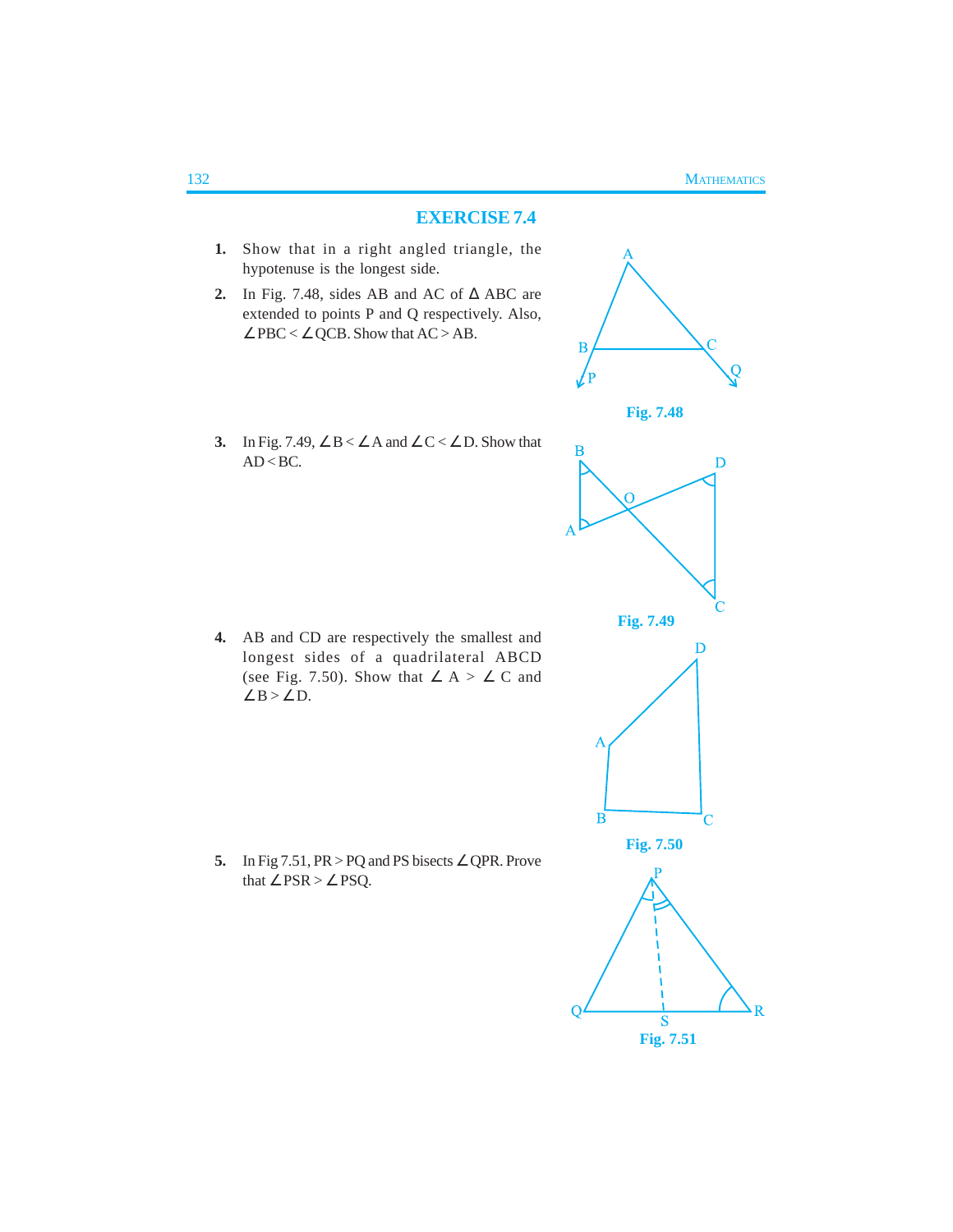## EXERCISE 7.4

1. Show that in a right angled triangle, the hypotenuse is the longest side.

2. In Fig. 7.48, sides AB and AC of Δ ABC are extended to points P and Q respectively. Also, ∠PBC < ∠QCB. Show that AC > AB.

Fig. 7.48

3. In Fig. 7.49, ∠B < ∠A and ∠C < ∠D. Show that AD < BC.

Fig. 7.49

4. AB and CD are respectively the smallest and longest sides of a quadrilateral ABCD (see Fig. 7.50). Show that ∠ A > ∠ C and ∠B > ∠D.

Fig. 7.50

5. In Fig 7.51, PR > PQ and PS bisects ∠QPR. Prove that ∠PSR > ∠PSQ.

Fig. 7.51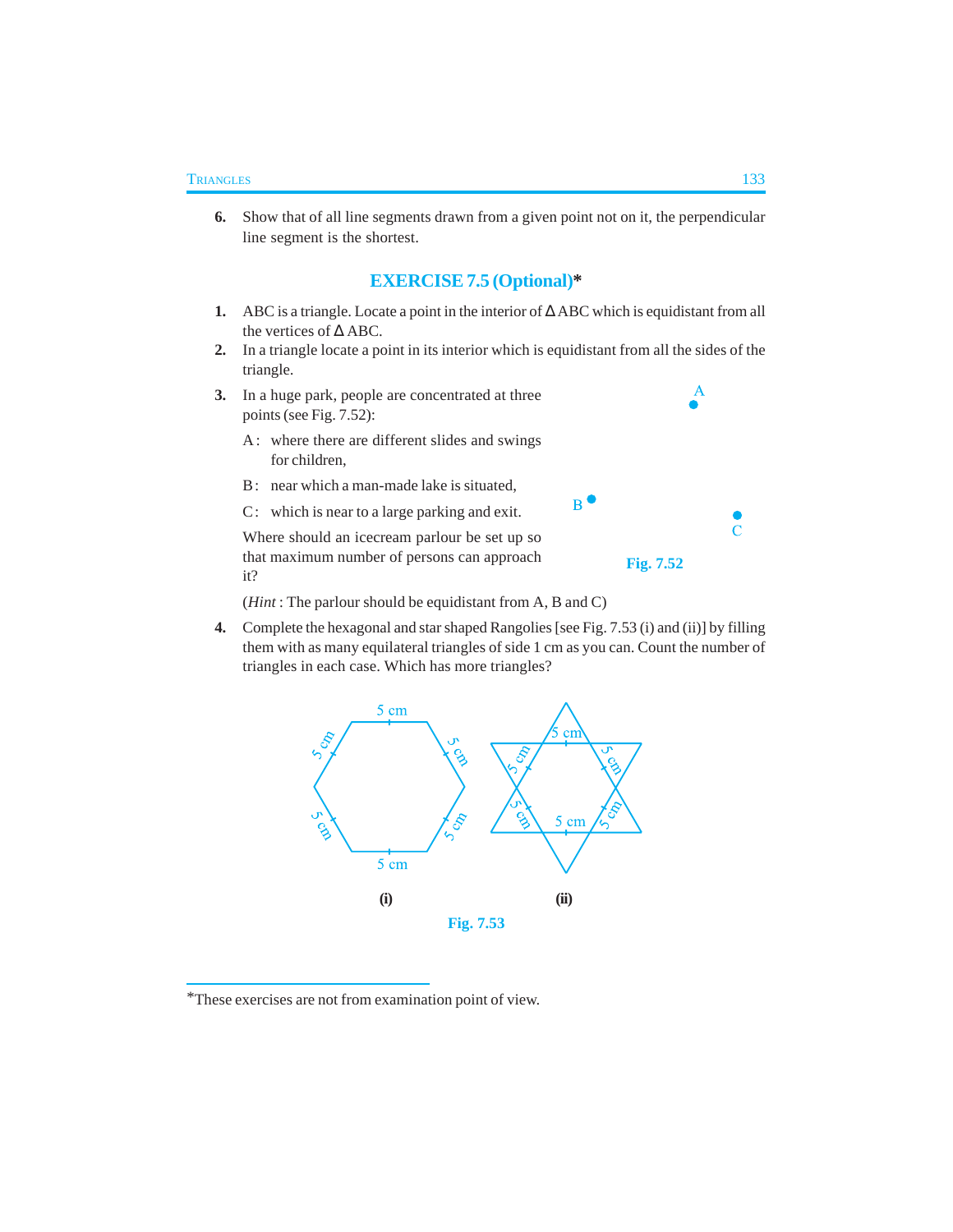6. Show that of all line segments drawn from a given point not on it, the perpendicular line segment is the shortest.

## EXERCISE 7.5 (Optional)*

1. ABC is a triangle. Locate a point in the interior of $\Delta$ ABC which is equidistant from all the vertices of $\Delta$ ABC.
2. In a triangle locate a point in its interior which is equidistant from all the sides of the triangle.
3. In a huge park, people are concentrated at three points (see Fig. 7.52):

   A : where there are different slides and swings for children,

   B : near which a man-made lake is situated,

   C : which is near to a large parking and exit.

   Where should an icecream parlour be set up so that maximum number of persons can approach it?

   (*Hint* : The parlour should be equidistant from A, B and C)

**Fig. 7.52**

4. Complete the hexagonal and star shaped Rangolies [see Fig. 7.53 (i) and (ii)] by filling them with as many equilateral triangles of side 1 cm as you can. Count the number of triangles in each case. Which has more triangles?

**(i)** **(ii)**

**Fig. 7.53**

---

*These exercises are not from examination point of view.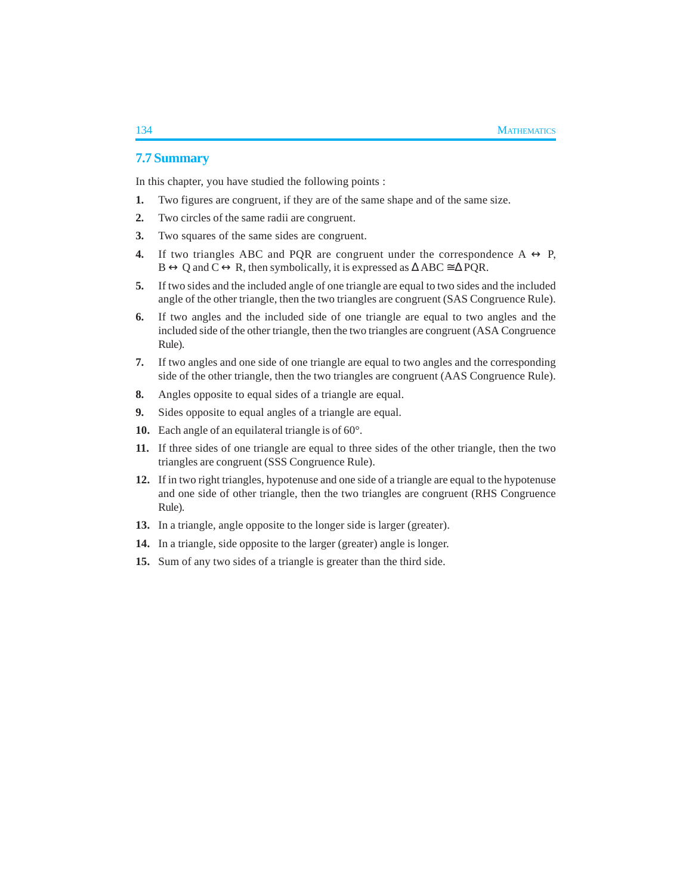## 7.7 Summary

In this chapter, you have studied the following points :

1. Two figures are congruent, if they are of the same shape and of the same size.
2. Two circles of the same radii are congruent.
3. Two squares of the same sides are congruent.
4. If two triangles ABC and PQR are congruent under the correspondence A $\leftrightarrow$ P, B $\leftrightarrow$ Q and C $\leftrightarrow$ R, then symbolically, it is expressed as $\Delta$ABC $\cong \Delta$PQR.
5. If two sides and the included angle of one triangle are equal to two sides and the included angle of the other triangle, then the two triangles are congruent (SAS Congruence Rule).
6. If two angles and the included side of one triangle are equal to two angles and the included side of the other triangle, then the two triangles are congruent (ASA Congruence Rule).
7. If two angles and one side of one triangle are equal to two angles and the corresponding side of the other triangle, then the two triangles are congruent (AAS Congruence Rule).
8. Angles opposite to equal sides of a triangle are equal.
9. Sides opposite to equal angles of a triangle are equal.
10. Each angle of an equilateral triangle is of 60°.
11. If three sides of one triangle are equal to three sides of the other triangle, then the two triangles are congruent (SSS Congruence Rule).
12. If in two right triangles, hypotenuse and one side of a triangle are equal to the hypotenuse and one side of other triangle, then the two triangles are congruent (RHS Congruence Rule).
13. In a triangle, angle opposite to the longer side is larger (greater).
14. In a triangle, side opposite to the larger (greater) angle is longer.
15. Sum of any two sides of a triangle is greater than the third side.